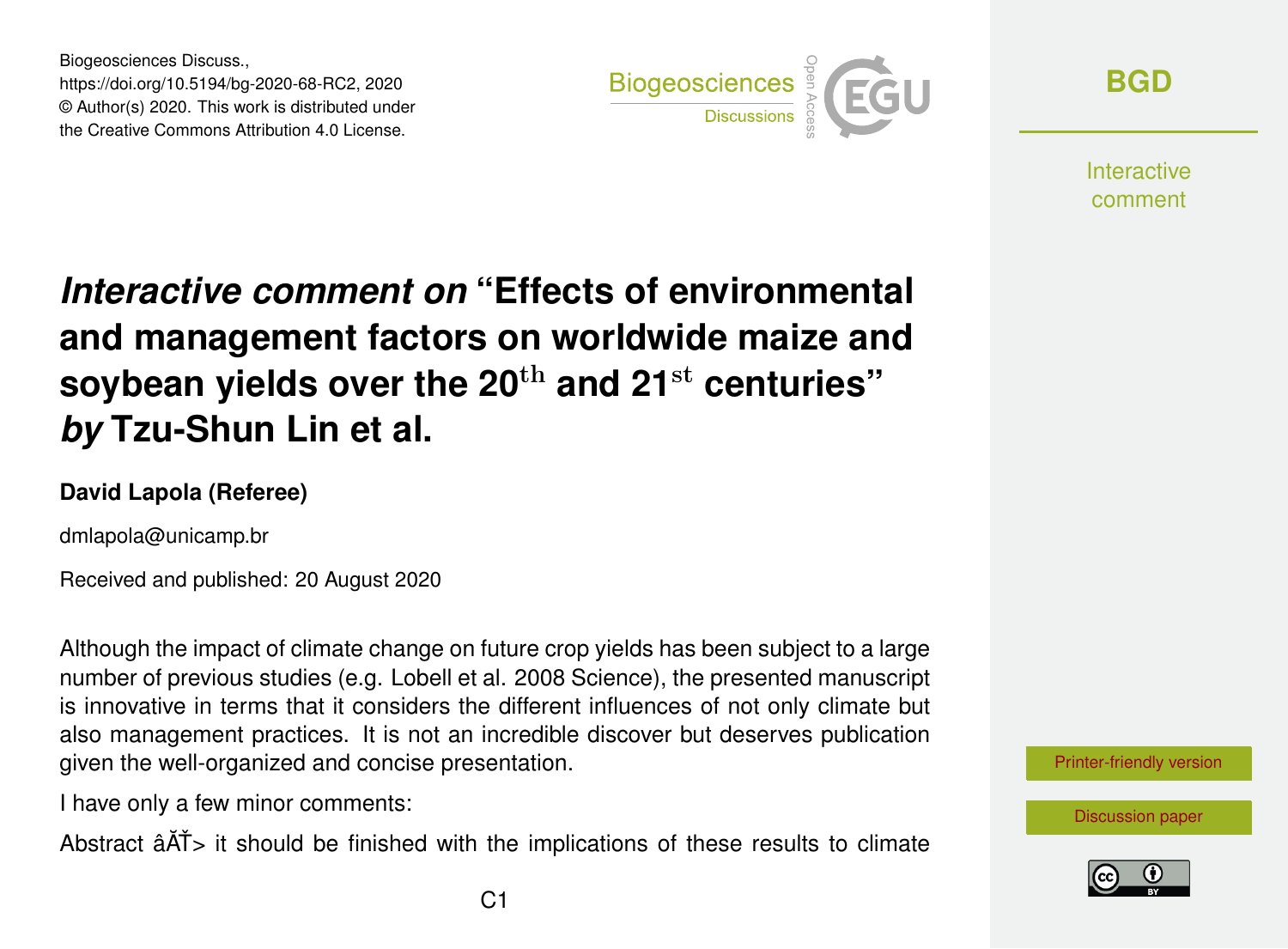# *Interactive comment on* "Effects of environmental and management factors on worldwide maize and soybean yields over the 20$^{\text{th}}$ and 21$^{\text{st}}$ centuries" *by* Tzu-Shun Lin et al.

**David Lapola (Referee)**

dmlapola@unicamp.br

Received and published: 20 August 2020

Although the impact of climate change on future crop yields has been subject to a large number of previous studies (e.g. Lobell et al. 2008 Science), the presented manuscript is innovative in terms that it considers the different influences of not only climate but also management practices. It is not an incredible discover but deserves publication given the well-organized and concise presentation.

I have only a few minor comments:

Abstract âĂŤ> it should be finished with the implications of these results to climate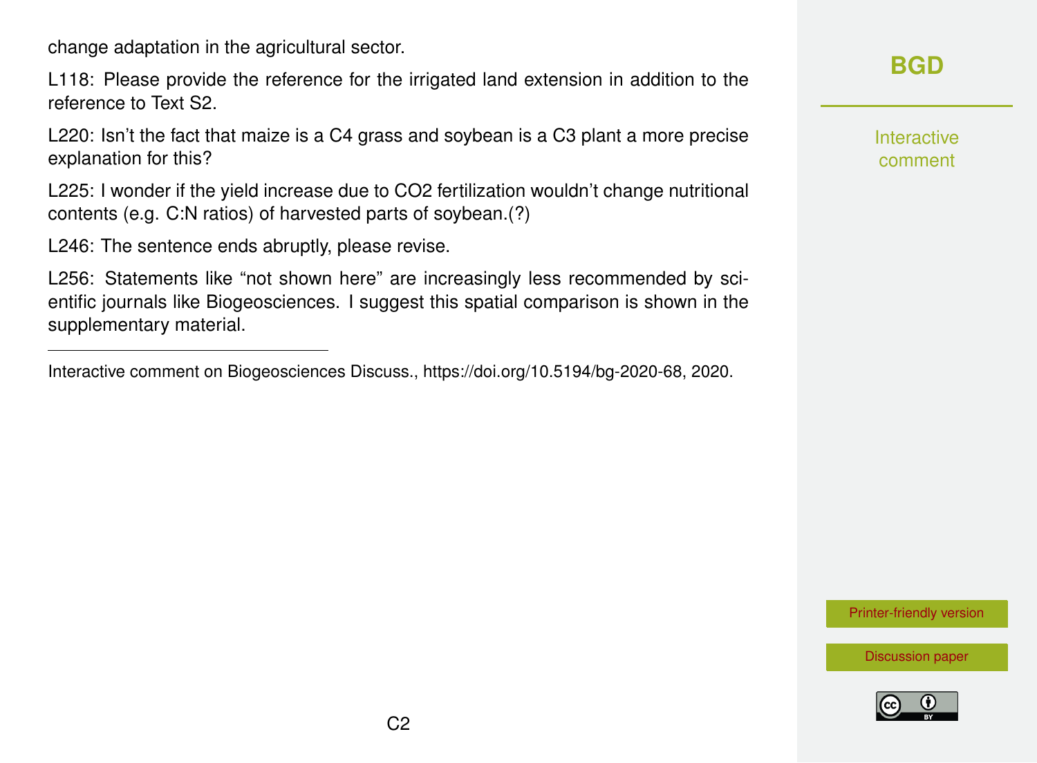change adaptation in the agricultural sector.

L118: Please provide the reference for the irrigated land extension in addition to the reference to Text S2.

L220: Isn't the fact that maize is a C4 grass and soybean is a C3 plant a more precise explanation for this?

L225: I wonder if the yield increase due to $CO_2$ fertilization wouldn't change nutritional contents (e.g. C:N ratios) of harvested parts of soybean.(?)

L246: The sentence ends abruptly, please revise.

L256: Statements like "not shown here" are increasingly less recommended by scientific journals like Biogeosciences. I suggest this spatial comparison is shown in the supplementary material.

---

Interactive comment on Biogeosciences Discuss., https://doi.org/10.5194/bg-2020-68, 2020.